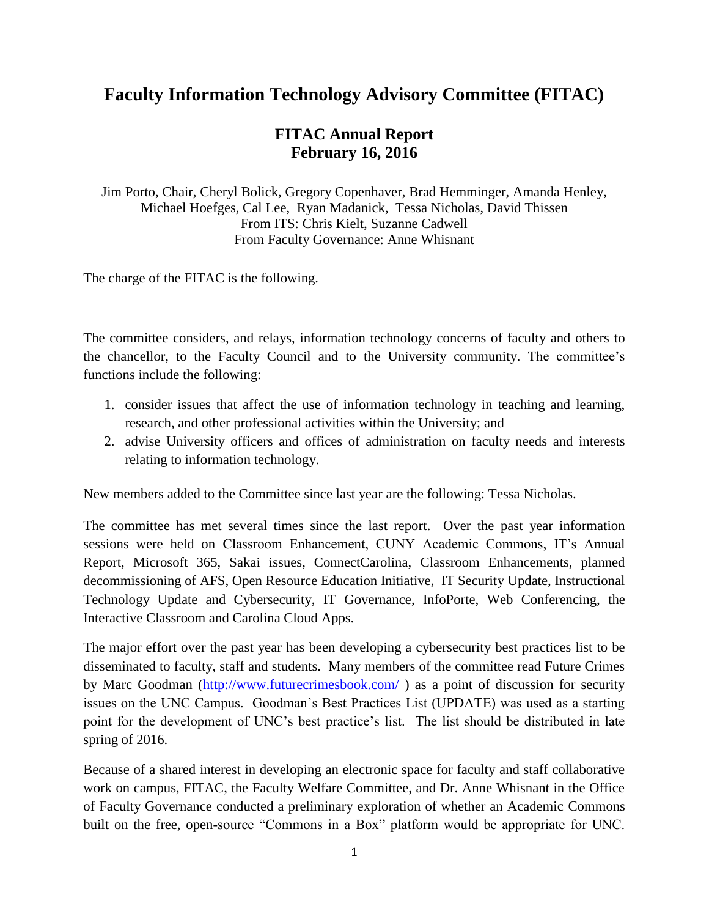# Faculty Information Technology Advisory Committee (FITAC)

## FITAC Annual Report
## February 16, 2016

Jim Porto, Chair, Cheryl Bolick, Gregory Copenhaver, Brad Hemminger, Amanda Henley, Michael Hoefges, Cal Lee, Ryan Madanick, Tessa Nicholas, David Thissen
From ITS: Chris Kielt, Suzanne Cadwell
From Faculty Governance: Anne Whisnant

The charge of the FITAC is the following.

The committee considers, and relays, information technology concerns of faculty and others to the chancellor, to the Faculty Council and to the University community. The committee's functions include the following:

1. consider issues that affect the use of information technology in teaching and learning, research, and other professional activities within the University; and
2. advise University officers and offices of administration on faculty needs and interests relating to information technology.

New members added to the Committee since last year are the following: Tessa Nicholas.

The committee has met several times since the last report. Over the past year information sessions were held on Classroom Enhancement, CUNY Academic Commons, IT's Annual Report, Microsoft 365, Sakai issues, ConnectCarolina, Classroom Enhancements, planned decommissioning of AFS, Open Resource Education Initiative, IT Security Update, Instructional Technology Update and Cybersecurity, IT Governance, InfoPorte, Web Conferencing, the Interactive Classroom and Carolina Cloud Apps.

The major effort over the past year has been developing a cybersecurity best practices list to be disseminated to faculty, staff and students. Many members of the committee read Future Crimes by Marc Goodman (http://www.futurecrimesbook.com/ ) as a point of discussion for security issues on the UNC Campus. Goodman's Best Practices List (UPDATE) was used as a starting point for the development of UNC's best practice's list. The list should be distributed in late spring of 2016.

Because of a shared interest in developing an electronic space for faculty and staff collaborative work on campus, FITAC, the Faculty Welfare Committee, and Dr. Anne Whisnant in the Office of Faculty Governance conducted a preliminary exploration of whether an Academic Commons built on the free, open-source "Commons in a Box" platform would be appropriate for UNC.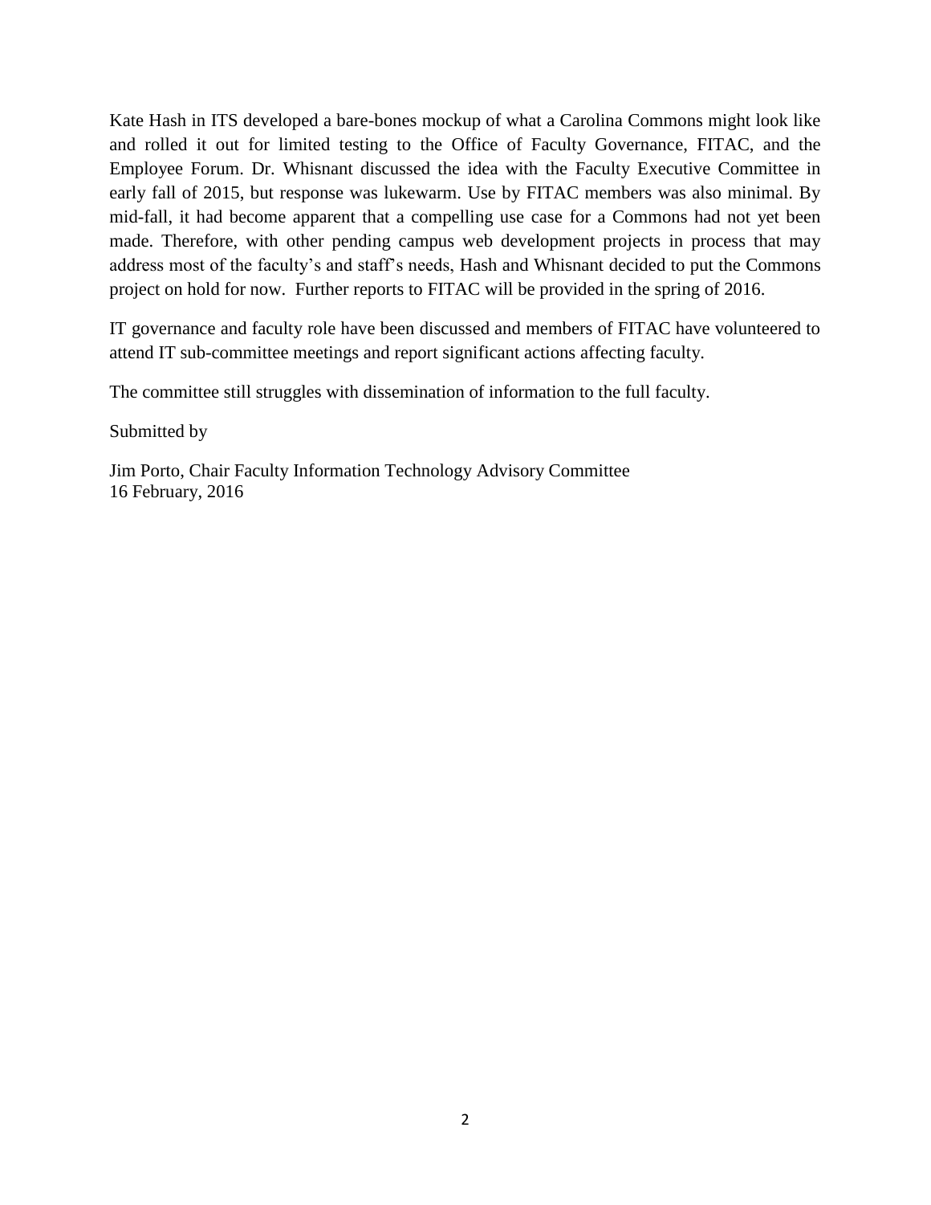Kate Hash in ITS developed a bare-bones mockup of what a Carolina Commons might look like and rolled it out for limited testing to the Office of Faculty Governance, FITAC, and the Employee Forum. Dr. Whisnant discussed the idea with the Faculty Executive Committee in early fall of 2015, but response was lukewarm. Use by FITAC members was also minimal. By mid-fall, it had become apparent that a compelling use case for a Commons had not yet been made. Therefore, with other pending campus web development projects in process that may address most of the faculty's and staff's needs, Hash and Whisnant decided to put the Commons project on hold for now. Further reports to FITAC will be provided in the spring of 2016.

IT governance and faculty role have been discussed and members of FITAC have volunteered to attend IT sub-committee meetings and report significant actions affecting faculty.

The committee still struggles with dissemination of information to the full faculty.

Submitted by

Jim Porto, Chair Faculty Information Technology Advisory Committee
16 February, 2016